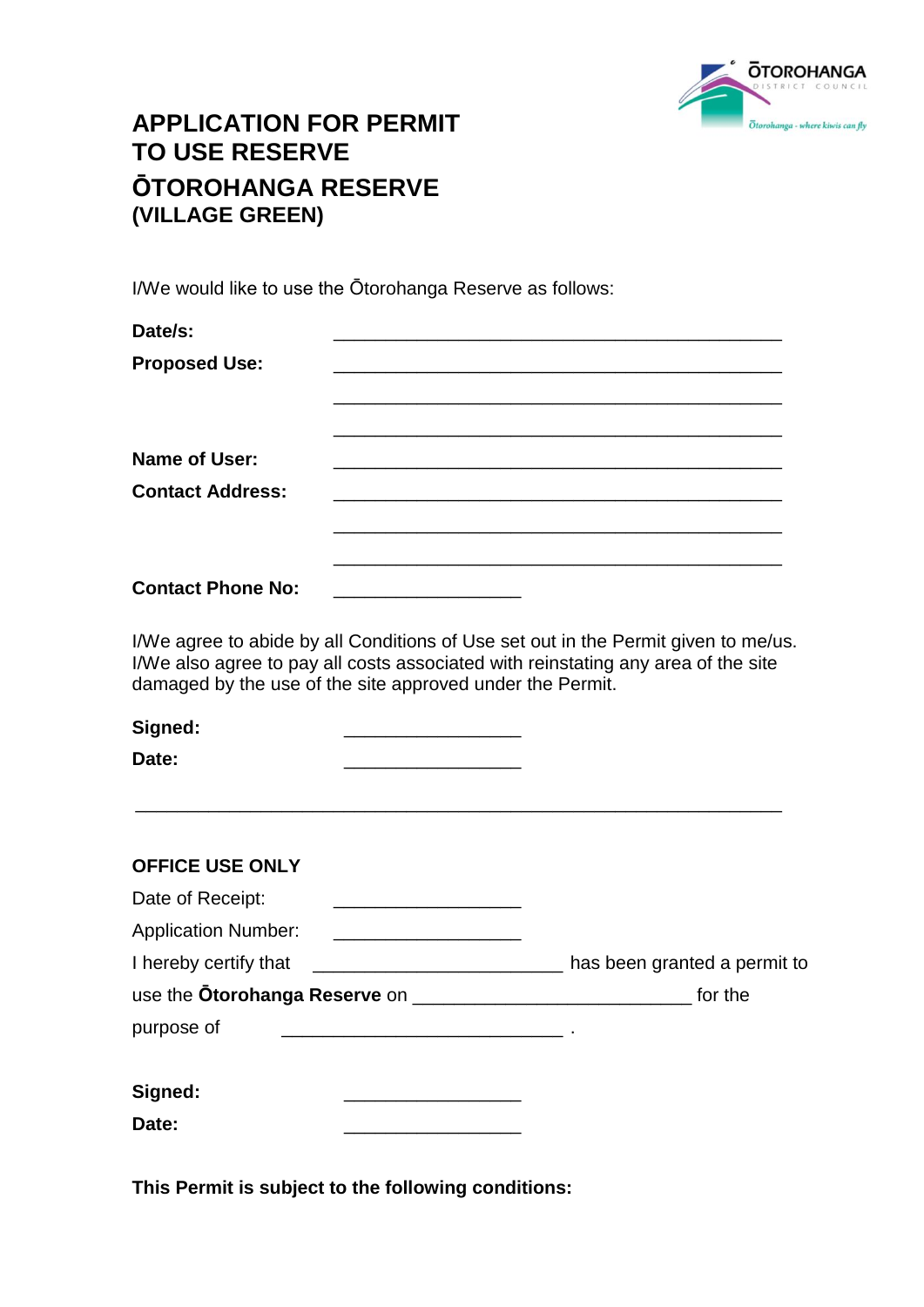# APPLICATION FOR PERMIT TO USE RESERVE

## ŌTOROHANGA RESERVE (VILLAGE GREEN)

I/We would like to use the Ōtorohanga Reserve as follows:

**Date/s:** ____________________________________________

**Proposed Use:** ____________________________________________

____________________________________________

____________________________________________

**Name of User:** ____________________________________________

**Contact Address:** ____________________________________________

____________________________________________

____________________________________________

**Contact Phone No:** ___________________

I/We agree to abide by all Conditions of Use set out in the Permit given to me/us. I/We also agree to pay all costs associated with reinstating any area of the site damaged by the use of the site approved under the Permit.

**Signed:** _________________

**Date:** _________________

---

**OFFICE USE ONLY**

Date of Receipt: ___________________

Application Number: ___________________

I hereby certify that _________________________ has been granted a permit to use the **Ōtorohanga Reserve** on ____________________________ for the purpose of ____________________________ .

**Signed:** _________________

**Date:** _________________

**This Permit is subject to the following conditions:**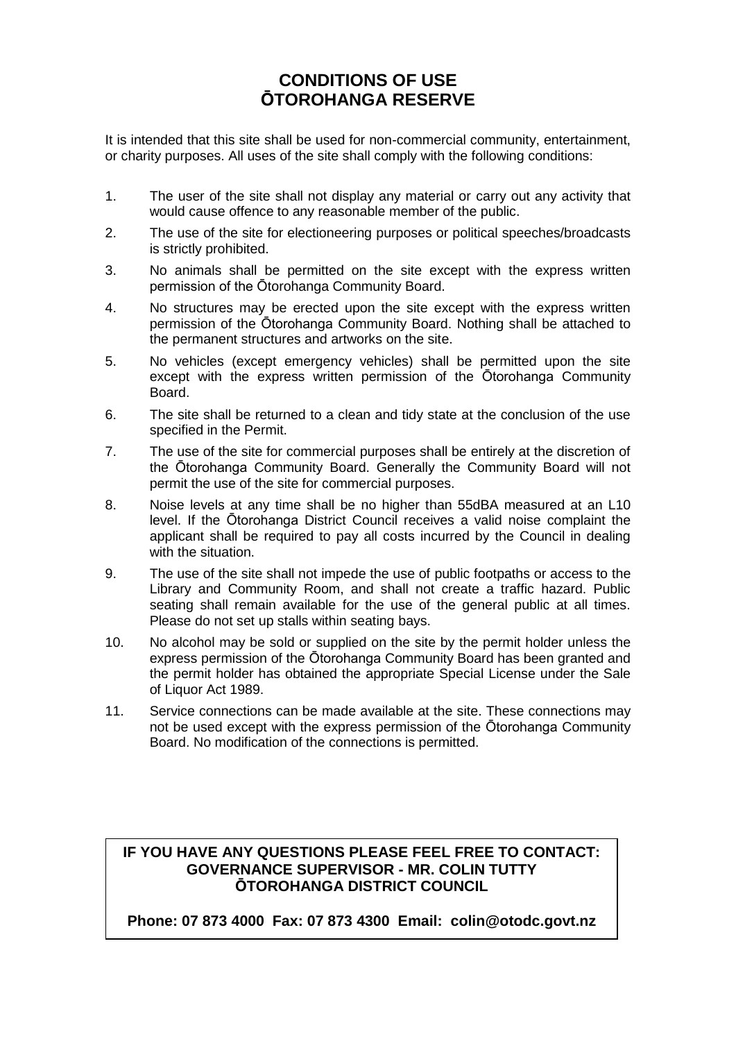# CONDITIONS OF USE
# ŌTOROHANGA RESERVE

It is intended that this site shall be used for non-commercial community, entertainment, or charity purposes. All uses of the site shall comply with the following conditions:

1. The user of the site shall not display any material or carry out any activity that would cause offence to any reasonable member of the public.
2. The use of the site for electioneering purposes or political speeches/broadcasts is strictly prohibited.
3. No animals shall be permitted on the site except with the express written permission of the Ōtorohanga Community Board.
4. No structures may be erected upon the site except with the express written permission of the Ōtorohanga Community Board. Nothing shall be attached to the permanent structures and artworks on the site.
5. No vehicles (except emergency vehicles) shall be permitted upon the site except with the express written permission of the Ōtorohanga Community Board.
6. The site shall be returned to a clean and tidy state at the conclusion of the use specified in the Permit.
7. The use of the site for commercial purposes shall be entirely at the discretion of the Ōtorohanga Community Board. Generally the Community Board will not permit the use of the site for commercial purposes.
8. Noise levels at any time shall be no higher than 55dBA measured at an L10 level. If the Ōtorohanga District Council receives a valid noise complaint the applicant shall be required to pay all costs incurred by the Council in dealing with the situation.
9. The use of the site shall not impede the use of public footpaths or access to the Library and Community Room, and shall not create a traffic hazard. Public seating shall remain available for the use of the general public at all times. Please do not set up stalls within seating bays.
10. No alcohol may be sold or supplied on the site by the permit holder unless the express permission of the Ōtorohanga Community Board has been granted and the permit holder has obtained the appropriate Special License under the Sale of Liquor Act 1989.
11. Service connections can be made available at the site. These connections may not be used except with the express permission of the Ōtorohanga Community Board. No modification of the connections is permitted.

**IF YOU HAVE ANY QUESTIONS PLEASE FEEL FREE TO CONTACT:**
**GOVERNANCE SUPERVISOR - MR. COLIN TUTTY**
**ŌTOROHANGA DISTRICT COUNCIL**

**Phone: 07 873 4000 Fax: 07 873 4300 Email: colin@otodc.govt.nz**